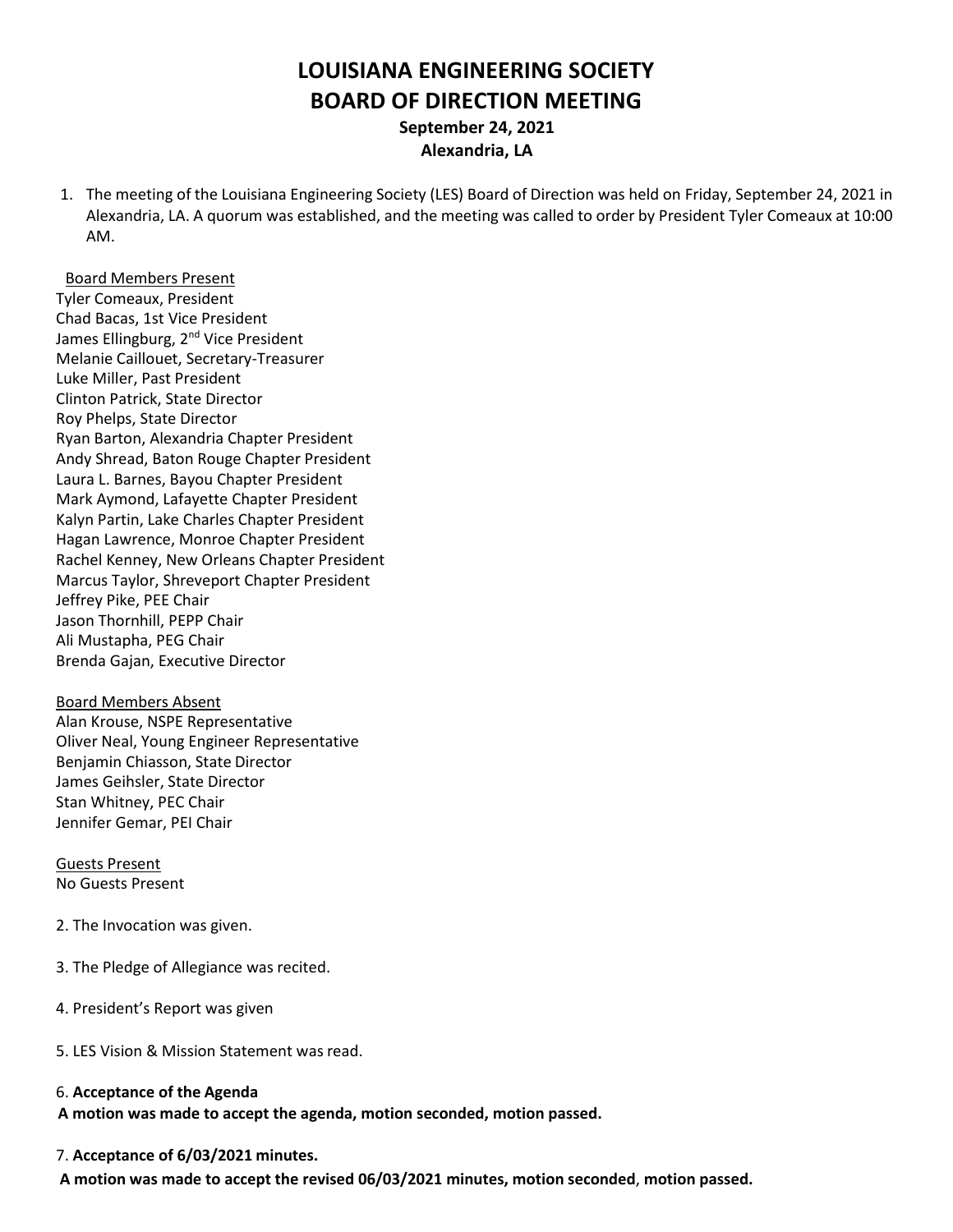# LOUISIANA ENGINEERING SOCIETY
# BOARD OF DIRECTION MEETING
### September 24, 2021
### Alexandria, LA

1. The meeting of the Louisiana Engineering Society (LES) Board of Direction was held on Friday, September 24, 2021 in Alexandria, LA. A quorum was established, and the meeting was called to order by President Tyler Comeaux at 10:00 AM.

Board Members Present

Tyler Comeaux, President
Chad Bacas, 1st Vice President
James Ellingburg, 2nd Vice President
Melanie Caillouet, Secretary-Treasurer
Luke Miller, Past President
Clinton Patrick, State Director
Roy Phelps, State Director
Ryan Barton, Alexandria Chapter President
Andy Shread, Baton Rouge Chapter President
Laura L. Barnes, Bayou Chapter President
Mark Aymond, Lafayette Chapter President
Kalyn Partin, Lake Charles Chapter President
Hagan Lawrence, Monroe Chapter President
Rachel Kenney, New Orleans Chapter President
Marcus Taylor, Shreveport Chapter President
Jeffrey Pike, PEE Chair
Jason Thornhill, PEPP Chair
Ali Mustapha, PEG Chair
Brenda Gajan, Executive Director

Board Members Absent

Alan Krouse, NSPE Representative
Oliver Neal, Young Engineer Representative
Benjamin Chiasson, State Director
James Geihsler, State Director
Stan Whitney, PEC Chair
Jennifer Gemar, PEI Chair

Guests Present

No Guests Present

2. The Invocation was given.

3. The Pledge of Allegiance was recited.

4. President's Report was given

5. LES Vision & Mission Statement was read.

6. **Acceptance of the Agenda**

**A motion was made to accept the agenda, motion seconded, motion passed.**

7. **Acceptance of 6/03/2021 minutes.**

**A motion was made to accept the revised 06/03/2021 minutes, motion seconded, motion passed.**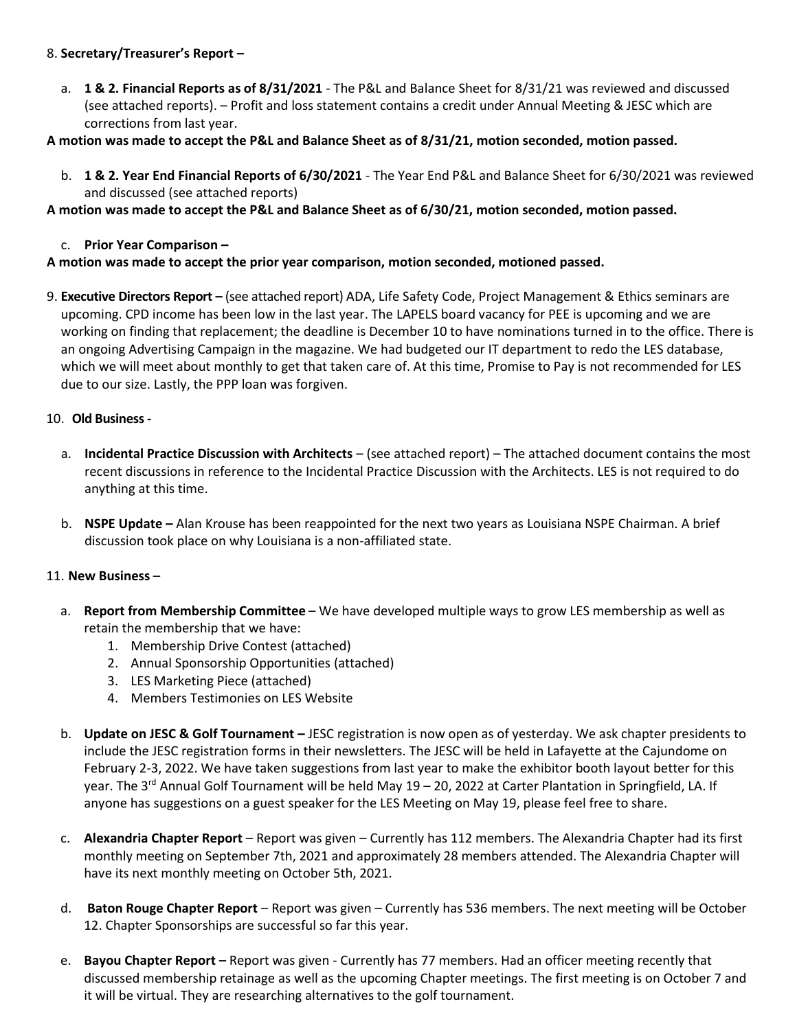8. **Secretary/Treasurer's Report –**

   a. **1 & 2. Financial Reports as of 8/31/2021** - The P&L and Balance Sheet for 8/31/21 was reviewed and discussed (see attached reports). – Profit and loss statement contains a credit under Annual Meeting & JESC which are corrections from last year.

**A motion was made to accept the P&L and Balance Sheet as of 8/31/21, motion seconded, motion passed.**

   b. **1 & 2. Year End Financial Reports of 6/30/2021** - The Year End P&L and Balance Sheet for 6/30/2021 was reviewed and discussed (see attached reports)

**A motion was made to accept the P&L and Balance Sheet as of 6/30/21, motion seconded, motion passed.**

   c. **Prior Year Comparison –**

**A motion was made to accept the prior year comparison, motion seconded, motioned passed.**

9. **Executive Directors Report –** (see attached report) ADA, Life Safety Code, Project Management & Ethics seminars are upcoming. CPD income has been low in the last year. The LAPELS board vacancy for PEE is upcoming and we are working on finding that replacement; the deadline is December 10 to have nominations turned in to the office. There is an ongoing Advertising Campaign in the magazine. We had budgeted our IT department to redo the LES database, which we will meet about monthly to get that taken care of. At this time, Promise to Pay is not recommended for LES due to our size. Lastly, the PPP loan was forgiven.

10. **Old Business -**

   a. **Incidental Practice Discussion with Architects** – (see attached report) – The attached document contains the most recent discussions in reference to the Incidental Practice Discussion with the Architects. LES is not required to do anything at this time.

   b. **NSPE Update –** Alan Krouse has been reappointed for the next two years as Louisiana NSPE Chairman. A brief discussion took place on why Louisiana is a non-affiliated state.

11. **New Business** –

   a. **Report from Membership Committee** – We have developed multiple ways to grow LES membership as well as retain the membership that we have:
      1. Membership Drive Contest (attached)
      2. Annual Sponsorship Opportunities (attached)
      3. LES Marketing Piece (attached)
      4. Members Testimonies on LES Website

   b. **Update on JESC & Golf Tournament –** JESC registration is now open as of yesterday. We ask chapter presidents to include the JESC registration forms in their newsletters. The JESC will be held in Lafayette at the Cajundome on February 2-3, 2022. We have taken suggestions from last year to make the exhibitor booth layout better for this year. The 3rd Annual Golf Tournament will be held May 19 – 20, 2022 at Carter Plantation in Springfield, LA. If anyone has suggestions on a guest speaker for the LES Meeting on May 19, please feel free to share.

   c. **Alexandria Chapter Report** – Report was given – Currently has 112 members. The Alexandria Chapter had its first monthly meeting on September 7th, 2021 and approximately 28 members attended. The Alexandria Chapter will have its next monthly meeting on October 5th, 2021.

   d. **Baton Rouge Chapter Report** – Report was given – Currently has 536 members. The next meeting will be October 12. Chapter Sponsorships are successful so far this year.

   e. **Bayou Chapter Report –** Report was given - Currently has 77 members. Had an officer meeting recently that discussed membership retainage as well as the upcoming Chapter meetings. The first meeting is on October 7 and it will be virtual. They are researching alternatives to the golf tournament.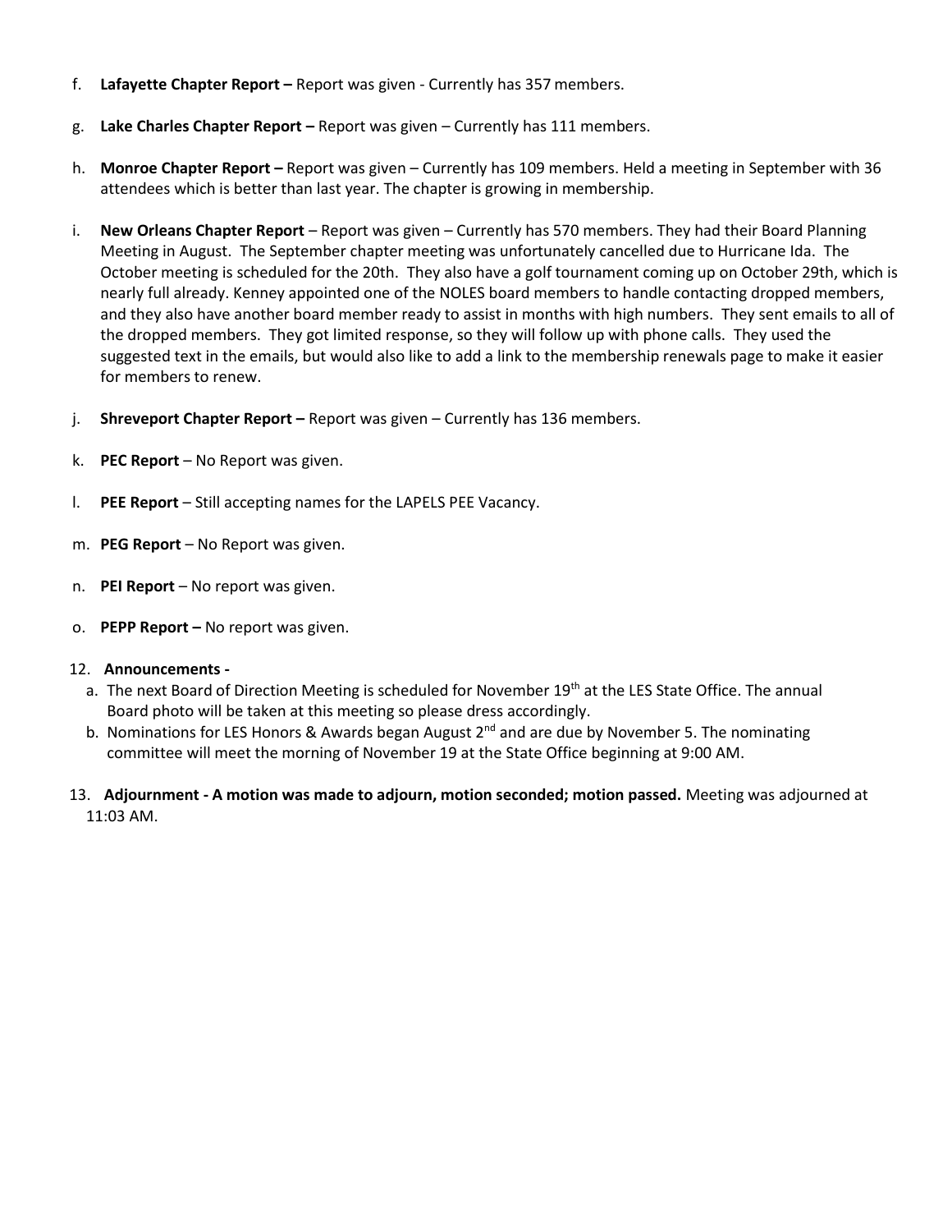f. **Lafayette Chapter Report –** Report was given - Currently has 357 members.

g. **Lake Charles Chapter Report –** Report was given – Currently has 111 members.

h. **Monroe Chapter Report –** Report was given – Currently has 109 members. Held a meeting in September with 36 attendees which is better than last year. The chapter is growing in membership.

i. **New Orleans Chapter Report** – Report was given – Currently has 570 members. They had their Board Planning Meeting in August. The September chapter meeting was unfortunately cancelled due to Hurricane Ida. The October meeting is scheduled for the 20th. They also have a golf tournament coming up on October 29th, which is nearly full already. Kenney appointed one of the NOLES board members to handle contacting dropped members, and they also have another board member ready to assist in months with high numbers. They sent emails to all of the dropped members. They got limited response, so they will follow up with phone calls. They used the suggested text in the emails, but would also like to add a link to the membership renewals page to make it easier for members to renew.

j. **Shreveport Chapter Report –** Report was given – Currently has 136 members.

k. **PEC Report** – No Report was given.

l. **PEE Report** – Still accepting names for the LAPELS PEE Vacancy.

m. **PEG Report** – No Report was given.

n. **PEI Report** – No report was given.

o. **PEPP Report –** No report was given.

12. **Announcements -**
    a. The next Board of Direction Meeting is scheduled for November 19th at the LES State Office. The annual Board photo will be taken at this meeting so please dress accordingly.
    b. Nominations for LES Honors & Awards began August 2nd and are due by November 5. The nominating committee will meet the morning of November 19 at the State Office beginning at 9:00 AM.

13. **Adjournment - A motion was made to adjourn, motion seconded; motion passed.** Meeting was adjourned at 11:03 AM.